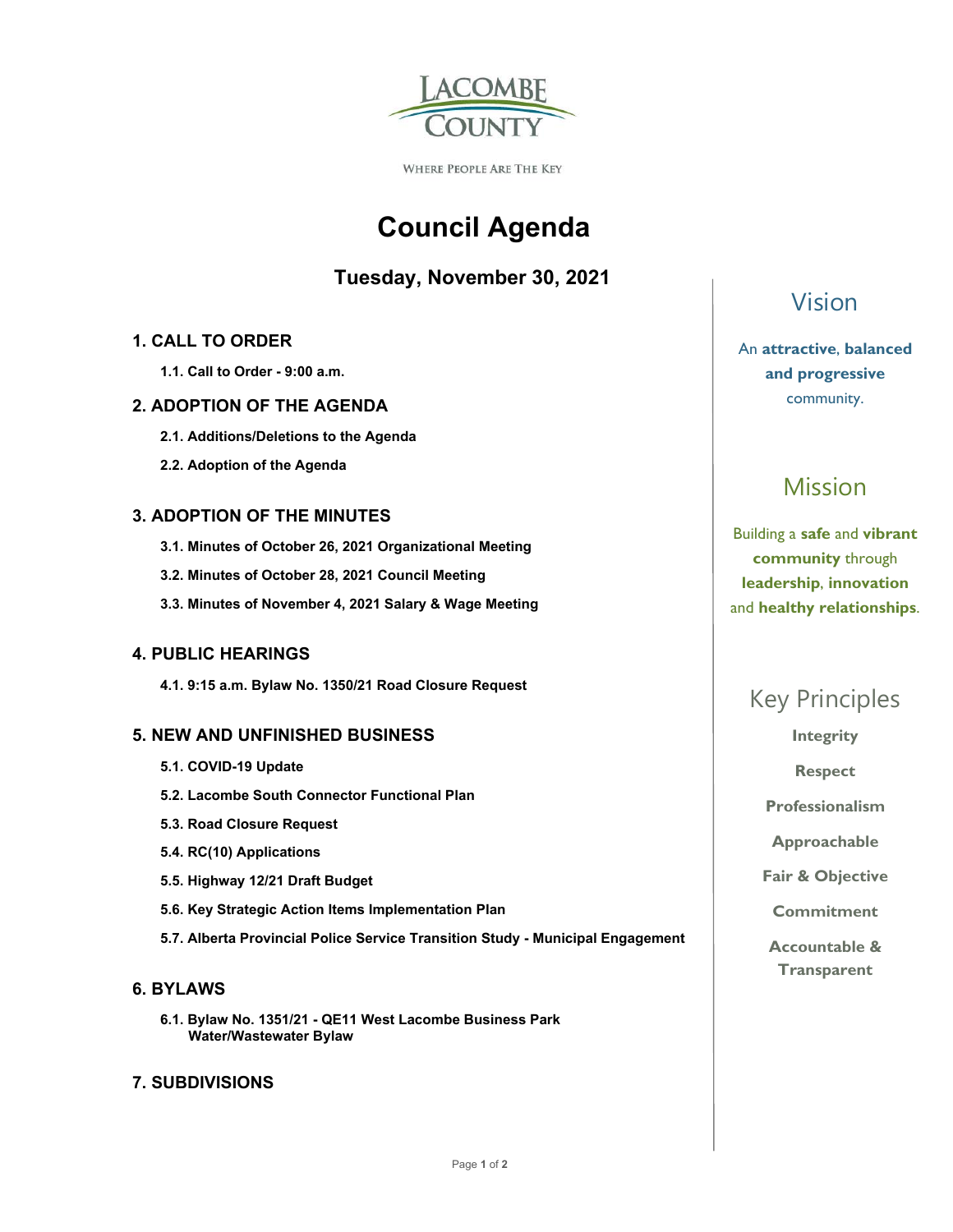LACOMBE COUNTY

WHERE PEOPLE ARE THE KEY

# Council Agenda

## Tuesday, November 30, 2021

### 1. CALL TO ORDER

**1.1. Call to Order - 9:00 a.m.**

### 2. ADOPTION OF THE AGENDA

**2.1. Additions/Deletions to the Agenda**

**2.2. Adoption of the Agenda**

### 3. ADOPTION OF THE MINUTES

**3.1. Minutes of October 26, 2021 Organizational Meeting**

**3.2. Minutes of October 28, 2021 Council Meeting**

**3.3. Minutes of November 4, 2021 Salary & Wage Meeting**

### 4. PUBLIC HEARINGS

**4.1. 9:15 a.m. Bylaw No. 1350/21 Road Closure Request**

### 5. NEW AND UNFINISHED BUSINESS

**5.1. COVID-19 Update**

**5.2. Lacombe South Connector Functional Plan**

**5.3. Road Closure Request**

**5.4. RC(10) Applications**

**5.5. Highway 12/21 Draft Budget**

**5.6. Key Strategic Action Items Implementation Plan**

**5.7. Alberta Provincial Police Service Transition Study - Municipal Engagement**

### 6. BYLAWS

**6.1. Bylaw No. 1351/21 - QE11 West Lacombe Business Park Water/Wastewater Bylaw**

### 7. SUBDIVISIONS

## Vision

An **attractive**, **balanced and progressive** community.

## Mission

Building a **safe** and **vibrant community** through **leadership**, **innovation** and **healthy relationships**.

## Key Principles

**Integrity**

**Respect**

**Professionalism**

**Approachable**

**Fair & Objective**

**Commitment**

**Accountable & Transparent**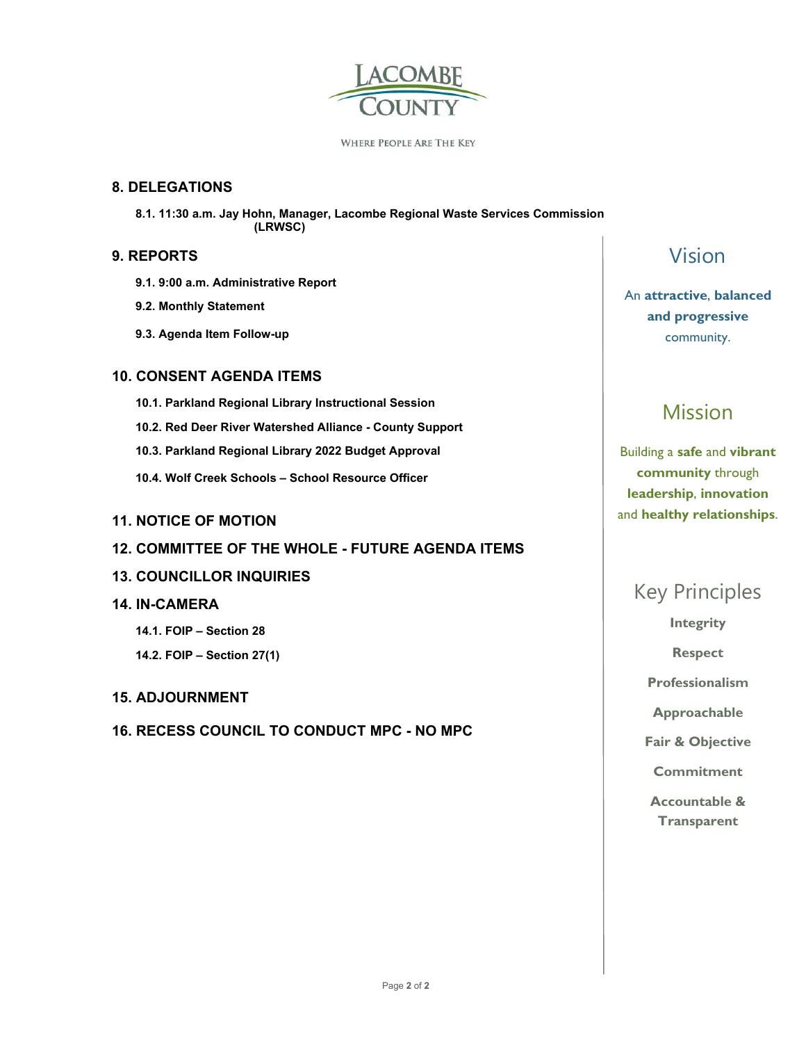LACOMBE COUNTY

WHERE PEOPLE ARE THE KEY

## 8. DELEGATIONS

**8.1. 11:30 a.m. Jay Hohn, Manager, Lacombe Regional Waste Services Commission (LRWSC)**

## 9. REPORTS

**9.1. 9:00 a.m. Administrative Report**

**9.2. Monthly Statement**

**9.3. Agenda Item Follow-up**

## 10. CONSENT AGENDA ITEMS

**10.1. Parkland Regional Library Instructional Session**

**10.2. Red Deer River Watershed Alliance - County Support**

**10.3. Parkland Regional Library 2022 Budget Approval**

**10.4. Wolf Creek Schools – School Resource Officer**

## 11. NOTICE OF MOTION

## 12. COMMITTEE OF THE WHOLE - FUTURE AGENDA ITEMS

## 13. COUNCILLOR INQUIRIES

## 14. IN-CAMERA

**14.1. FOIP – Section 28**

**14.2. FOIP – Section 27(1)**

## 15. ADJOURNMENT

## 16. RECESS COUNCIL TO CONDUCT MPC - NO MPC

## Vision

An **attractive**, **balanced and progressive** community.

## Mission

Building a **safe** and **vibrant community** through **leadership**, **innovation** and **healthy relationships**.

## Key Principles

**Integrity**

**Respect**

**Professionalism**

**Approachable**

**Fair & Objective**

**Commitment**

**Accountable & Transparent**